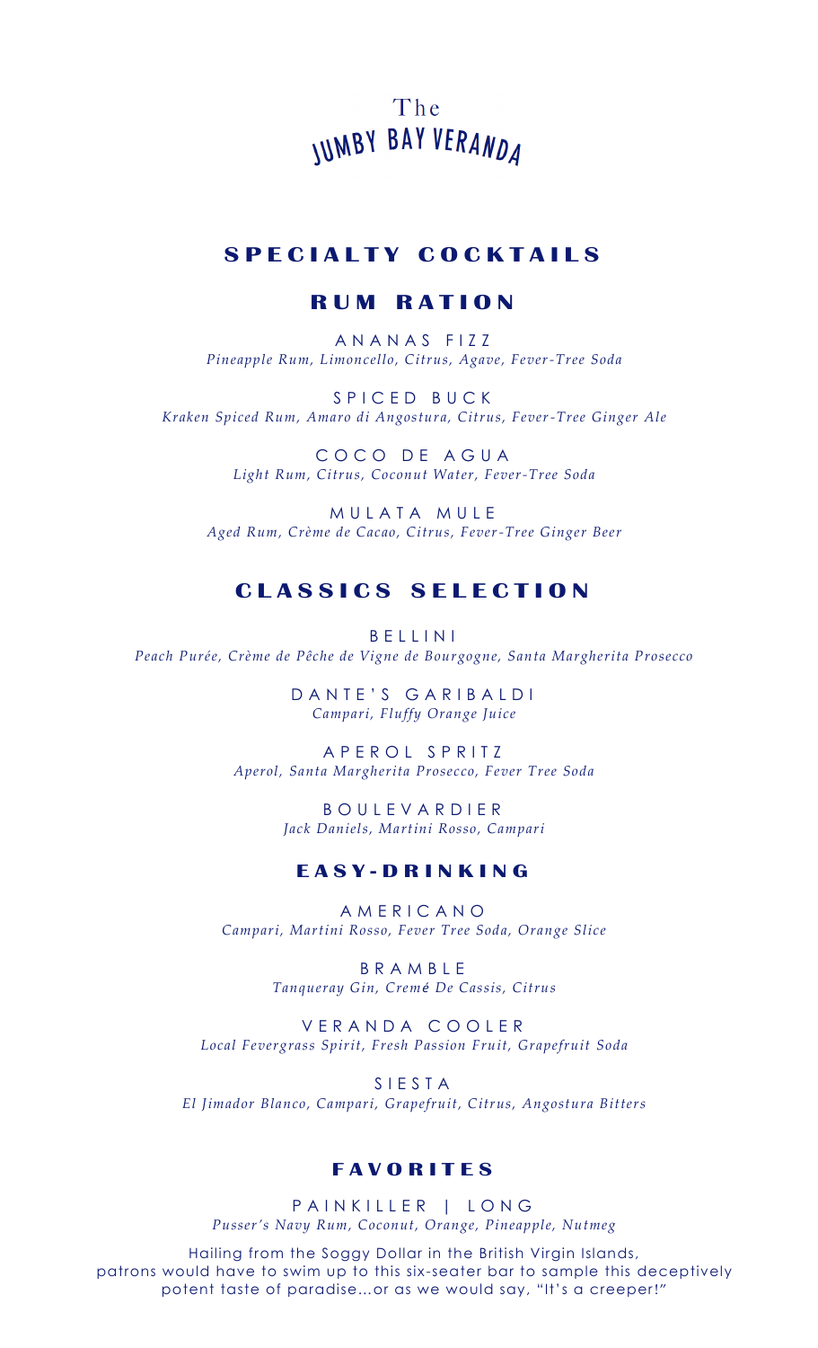# The JUMBY BAY VERANDA

## SPECIALTY COCKTAILS

## RUM RATION

ANANAS FIZZ
*Pineapple Rum, Limoncello, Citrus, Agave, Fever-Tree Soda*

SPICED BUCK
*Kraken Spiced Rum, Amaro di Angostura, Citrus, Fever-Tree Ginger Ale*

COCO DE AGUA
*Light Rum, Citrus, Coconut Water, Fever-Tree Soda*

MULATA MULE
*Aged Rum, Crème de Cacao, Citrus, Fever-Tree Ginger Beer*

## CLASSICS SELECTION

BELLINI
*Peach Purée, Crème de Pêche de Vigne de Bourgogne, Santa Margherita Prosecco*

DANTE'S GARIBALDI
*Campari, Fluffy Orange Juice*

APEROL SPRITZ
*Aperol, Santa Margherita Prosecco, Fever Tree Soda*

BOULEVARDIER
*Jack Daniels, Martini Rosso, Campari*

### EASY-DRINKING

AMERICANO
*Campari, Martini Rosso, Fever Tree Soda, Orange Slice*

BRAMBLE
*Tanqueray Gin, Cremé De Cassis, Citrus*

VERANDA COOLER
*Local Fevergrass Spirit, Fresh Passion Fruit, Grapefruit Soda*

SIESTA
*El Jimador Blanco, Campari, Grapefruit, Citrus, Angostura Bitters*

### FAVORITES

PAINKILLER | LONG
*Pusser's Navy Rum, Coconut, Orange, Pineapple, Nutmeg*

Hailing from the Soggy Dollar in the British Virgin Islands, patrons would have to swim up to this six-seater bar to sample this deceptively potent taste of paradise...or as we would say, "It's a creeper!"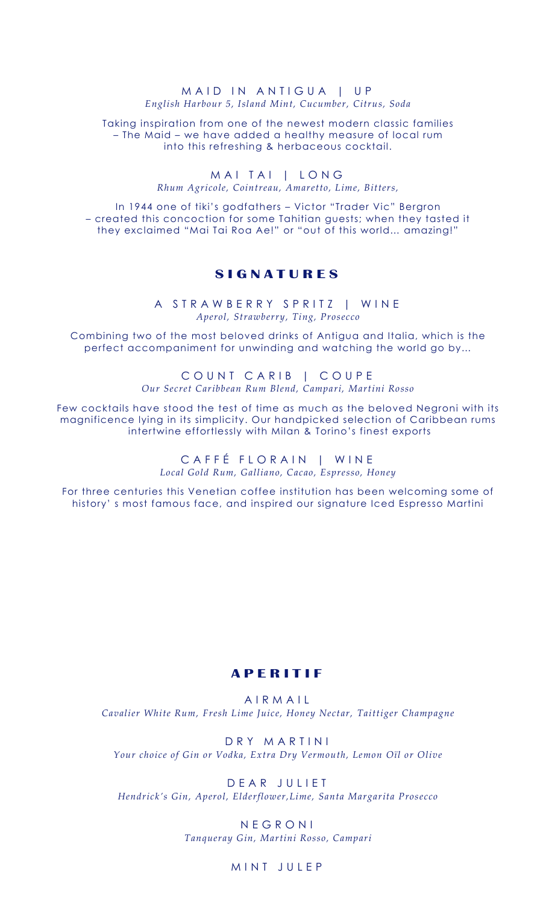### MAID IN ANTIGUA | UP
*English Harbour 5, Island Mint, Cucumber, Citrus, Soda*

Taking inspiration from one of the newest modern classic families – The Maid – we have added a healthy measure of local rum into this refreshing & herbaceous cocktail.

### MAI TAI | LONG
*Rhum Agricole, Cointreau, Amaretto, Lime, Bitters,*

In 1944 one of tiki's godfathers – Victor "Trader Vic" Bergron – created this concoction for some Tahitian guests; when they tasted it they exclaimed "Mai Tai Roa Ae!" or "out of this world... amazing!"

## SIGNATURES

### A STRAWBERRY SPRITZ | WINE
*Aperol, Strawberry, Ting, Prosecco*

Combining two of the most beloved drinks of Antigua and Italia, which is the perfect accompaniment for unwinding and watching the world go by...

### COUNT CARIB | COUPE
*Our Secret Caribbean Rum Blend, Campari, Martini Rosso*

Few cocktails have stood the test of time as much as the beloved Negroni with its magnificence lying in its simplicity. Our handpicked selection of Caribbean rums intertwine effortlessly with Milan & Torino's finest exports

### CAFFÉ FLORAIN | WINE
*Local Gold Rum, Galliano, Cacao, Espresso, Honey*

For three centuries this Venetian coffee institution has been welcoming some of history' s most famous face, and inspired our signature Iced Espresso Martini

## APERITIF

### AIRMAIL
*Cavalier White Rum, Fresh Lime Juice, Honey Nectar, Taittiger Champagne*

### DRY MARTINI
*Your choice of Gin or Vodka, Extra Dry Vermouth, Lemon Oïl or Olive*

### DEAR JULIET
*Hendrick's Gin, Aperol, Elderflower,Lime, Santa Margarita Prosecco*

### NEGRONI
*Tanqueray Gin, Martini Rosso, Campari*

### MINT JULEP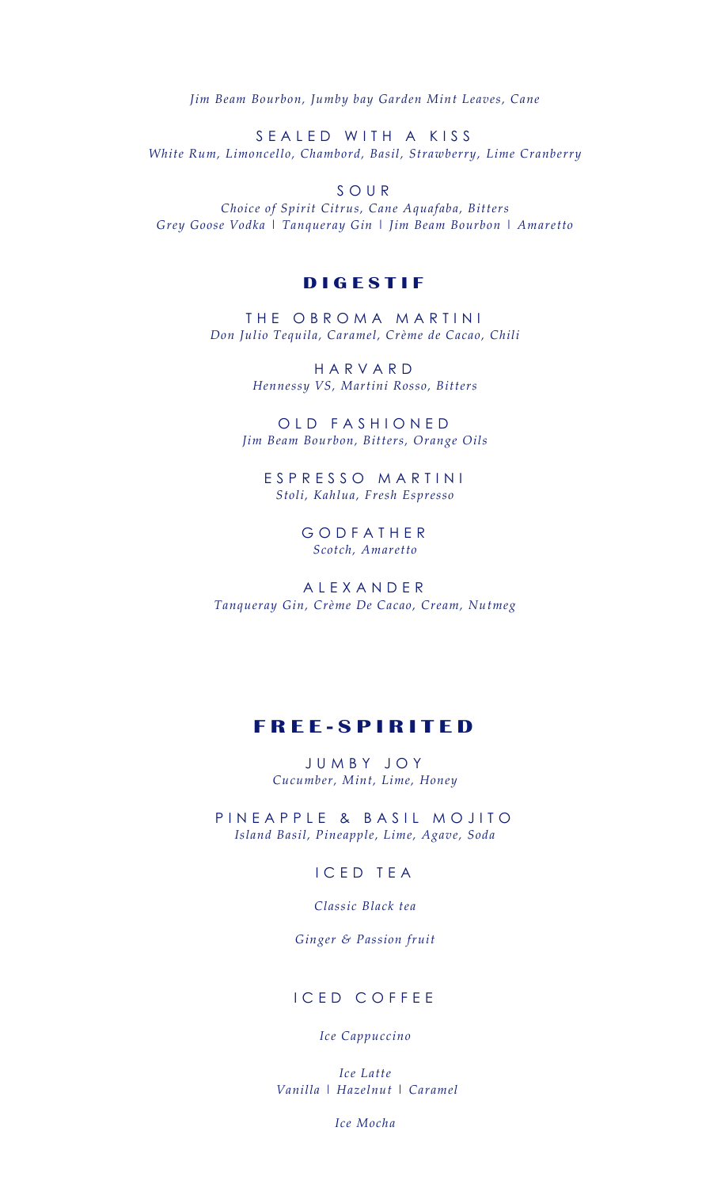*Jim Beam Bourbon, Jumby bay Garden Mint Leaves, Cane*

### SEALED WITH A KISS
*White Rum, Limoncello, Chambord, Basil, Strawberry, Lime Cranberry*

### SOUR
*Choice of Spirit Citrus, Cane Aquafaba, Bitters*
*Grey Goose Vodka | Tanqueray Gin | Jim Beam Bourbon | Amaretto*

## DIGESTIF

### THE OBROMA MARTINI
*Don Julio Tequila, Caramel, Crème de Cacao, Chili*

### HARVARD
*Hennessy VS, Martini Rosso, Bitters*

### OLD FASHIONED
*Jim Beam Bourbon, Bitters, Orange Oils*

### ESPRESSO MARTINI
*Stoli, Kahlua, Fresh Espresso*

### GODFATHER
*Scotch, Amaretto*

### ALEXANDER
*Tanqueray Gin, Crème De Cacao, Cream, Nutmeg*

## FREE-SPIRITED

### JUMBY JOY
*Cucumber, Mint, Lime, Honey*

### PINEAPPLE & BASIL MOJITO
*Island Basil, Pineapple, Lime, Agave, Soda*

### ICED TEA

*Classic Black tea*

*Ginger & Passion fruit*

### ICED COFFEE

*Ice Cappuccino*

*Ice Latte*
*Vanilla | Hazelnut | Caramel*

*Ice Mocha*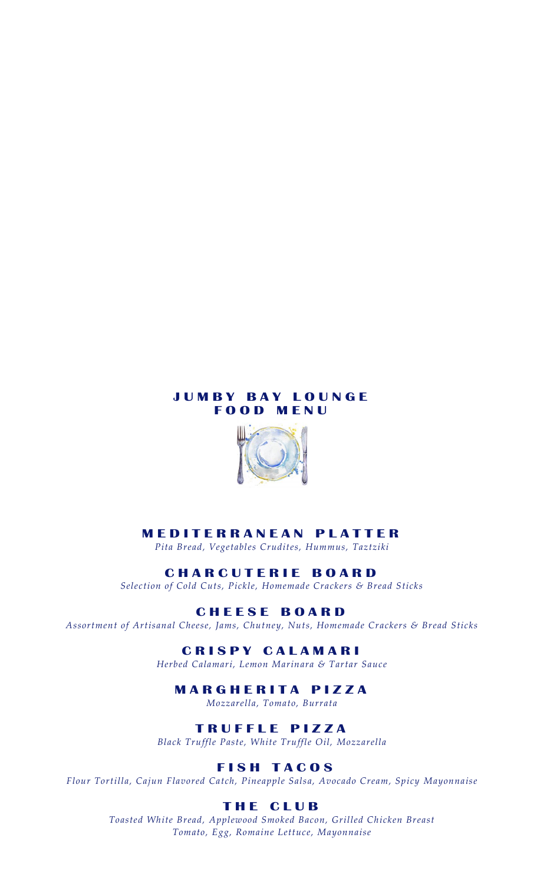# JUMBY BAY LOUNGE
# FOOD MENU

## MEDITERRANEAN PLATTER

*Pita Bread, Vegetables Crudites, Hummus, Taztziki*

## CHARCUTERIE BOARD

*Selection of Cold Cuts, Pickle, Homemade Crackers & Bread Sticks*

## CHEESE BOARD

*Assortment of Artisanal Cheese, Jams, Chutney, Nuts, Homemade Crackers & Bread Sticks*

## CRISPY CALAMARI

*Herbed Calamari, Lemon Marinara & Tartar Sauce*

## MARGHERITA PIZZA

*Mozzarella, Tomato, Burrata*

## TRUFFLE PIZZA

*Black Truffle Paste, White Truffle Oil, Mozzarella*

## FISH TACOS

*Flour Tortilla, Cajun Flavored Catch, Pineapple Salsa, Avocado Cream, Spicy Mayonnaise*

## THE CLUB

*Toasted White Bread, Applewood Smoked Bacon, Grilled Chicken Breast*
*Tomato, Egg, Romaine Lettuce, Mayonnaise*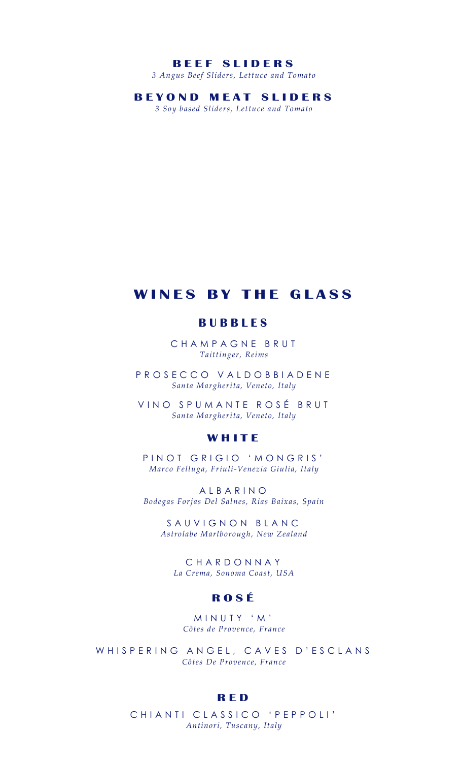### BEEF SLIDERS
*3 Angus Beef Sliders, Lettuce and Tomato*

### BEYOND MEAT SLIDERS
*3 Soy based Sliders, Lettuce and Tomato*

# WINES BY THE GLASS

## BUBBLES

CHAMPAGNE BRUT
*Taittinger, Reims*

PROSECCO VALDOBBIADENE
*Santa Margherita, Veneto, Italy*

VINO SPUMANTE ROSÉ BRUT
*Santa Margherita, Veneto, Italy*

## WHITE

PINOT GRIGIO 'MONGRIS'
*Marco Felluga, Friuli-Venezia Giulia, Italy*

ALBARINO
*Bodegas Forjas Del Salnes, Rias Baixas, Spain*

SAUVIGNON BLANC
*Astrolabe Marlborough, New Zealand*

CHARDONNAY
*La Crema, Sonoma Coast, USA*

## ROSÉ

MINUTY 'M'
*Côtes de Provence, France*

WHISPERING ANGEL, CAVES D'ESCLANS
*Côtes De Provence, France*

## RED

CHIANTI CLASSICO 'PEPPOLI'
*Antinori, Tuscany, Italy*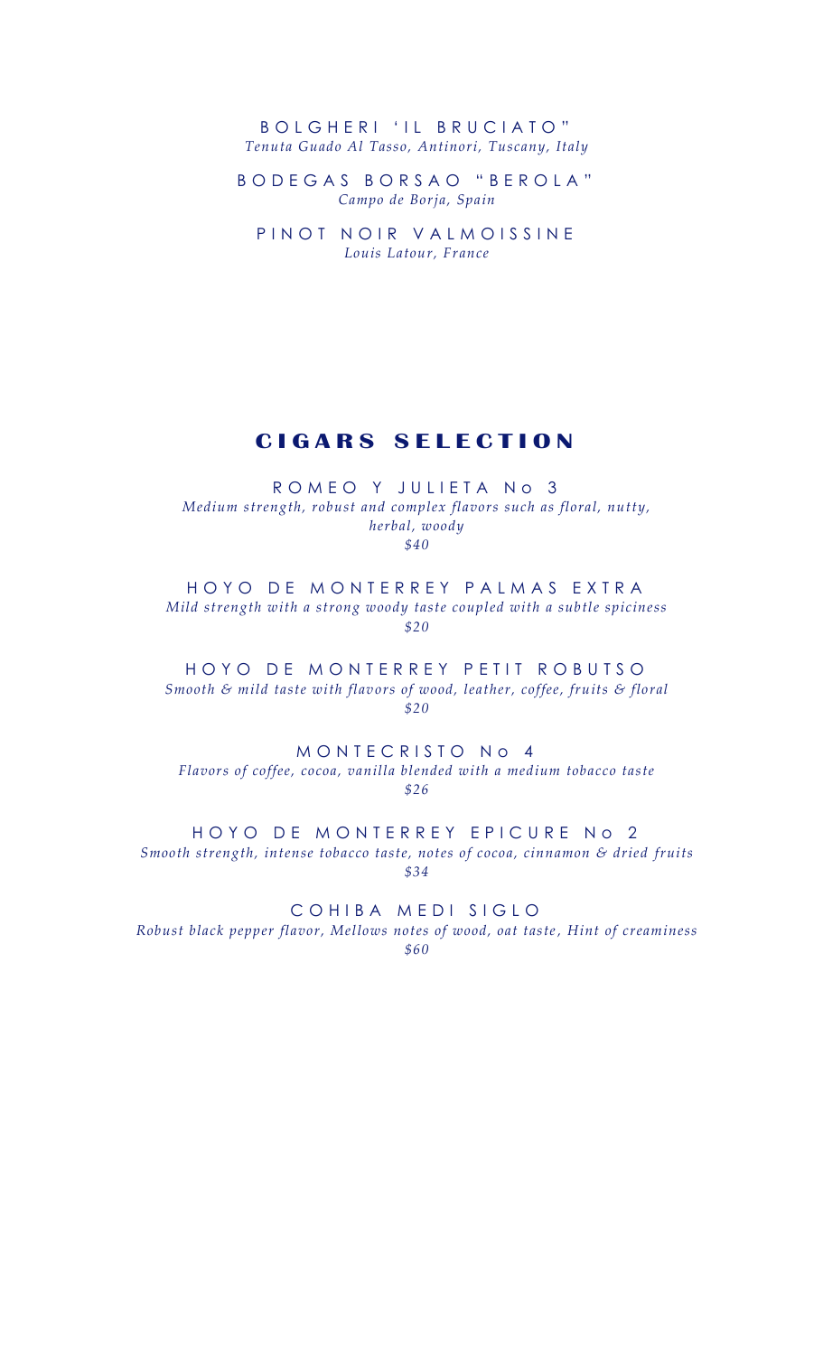BOLGHERI 'IL BRUCIATO"

*Tenuta Guado Al Tasso, Antinori, Tuscany, Italy*

BODEGAS BORSAO "BEROLA"

*Campo de Borja, Spain*

PINOT NOIR VALMOISSINE

*Louis Latour, France*

## CIGARS SELECTION

ROMEO Y JULIETA No 3

*Medium strength, robust and complex flavors such as floral, nutty, herbal, woody*

*$40*

HOYO DE MONTERREY PALMAS EXTRA

*Mild strength with a strong woody taste coupled with a subtle spiciness*

*$20*

HOYO DE MONTERREY PETIT ROBUTSO

*Smooth & mild taste with flavors of wood, leather, coffee, fruits & floral*

*$20*

MONTECRISTO No 4

*Flavors of coffee, cocoa, vanilla blended with a medium tobacco taste*

*$26*

HOYO DE MONTERREY EPICURE No 2

*Smooth strength, intense tobacco taste, notes of cocoa, cinnamon & dried fruits*

*$34*

COHIBA MEDI SIGLO

*Robust black pepper flavor, Mellows notes of wood, oat taste, Hint of creaminess*

*$60*